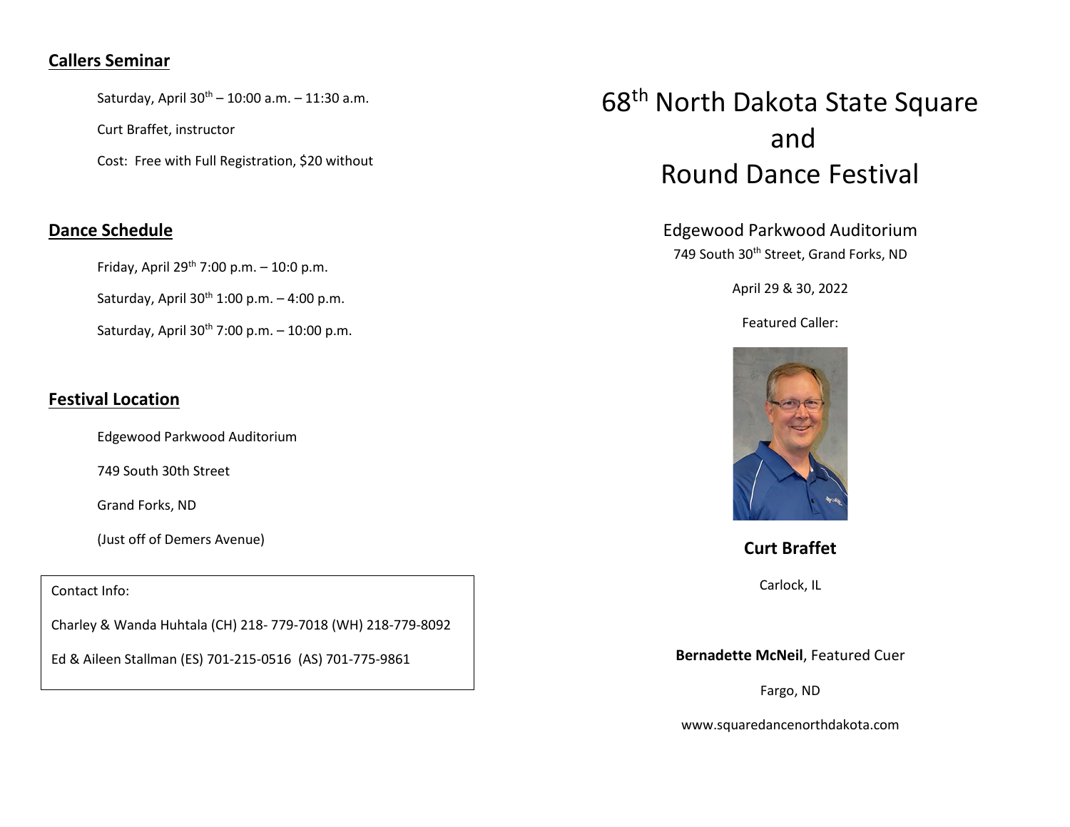## Callers Seminar

Saturday, April 30th – 10:00 a.m. – 11:30 a.m.

Curt Braffet, instructor

Cost: Free with Full Registration, $20 without

## Dance Schedule

Friday, April 29th 7:00 p.m. – 10:0 p.m.

Saturday, April 30th 1:00 p.m. – 4:00 p.m.

Saturday, April 30th 7:00 p.m. – 10:00 p.m.

## Festival Location

Edgewood Parkwood Auditorium

749 South 30th Street

Grand Forks, ND

(Just off of Demers Avenue)

Contact Info:

Charley & Wanda Huhtala (CH) 218- 779-7018 (WH) 218-779-8092

Ed & Aileen Stallman (ES) 701-215-0516 (AS) 701-775-9861

# 68th North Dakota State Square and Round Dance Festival

Edgewood Parkwood Auditorium

749 South 30th Street, Grand Forks, ND

April 29 & 30, 2022

Featured Caller:

**Curt Braffet**

Carlock, IL

**Bernadette McNeil**, Featured Cuer

Fargo, ND

www.squaredancenorthdakota.com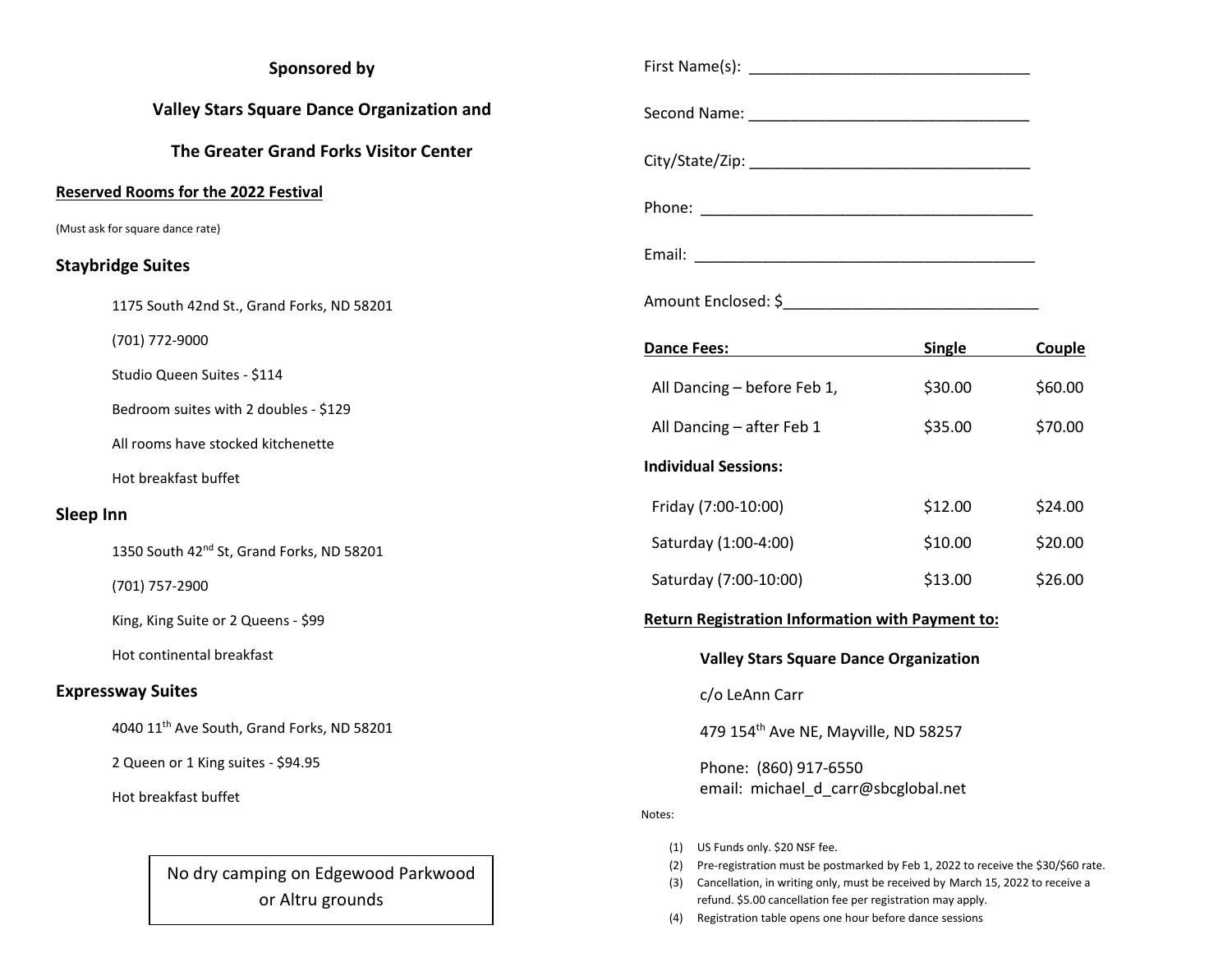**Sponsored by**

**Valley Stars Square Dance Organization and**

**The Greater Grand Forks Visitor Center**

**Reserved Rooms for the 2022 Festival**

(Must ask for square dance rate)

### Staybridge Suites

1175 South 42nd St., Grand Forks, ND 58201

(701) 772-9000

Studio Queen Suites - $114

Bedroom suites with 2 doubles - $129

All rooms have stocked kitchenette

Hot breakfast buffet

### Sleep Inn

1350 South 42nd St, Grand Forks, ND 58201

(701) 757-2900

King, King Suite or 2 Queens - $99

Hot continental breakfast

### Expressway Suites

4040 11th Ave South, Grand Forks, ND 58201

2 Queen or 1 King suites - $94.95

Hot breakfast buffet

No dry camping on Edgewood Parkwood or Altru grounds

First Name(s): ________________________________

Second Name: ________________________________

City/State/Zip: ________________________________

Phone: ______________________________________

Email: _______________________________________

Amount Enclosed: $_____________________________

| **Dance Fees:** | **Single** | **Couple** |
|---|---|---|
| All Dancing – before Feb 1, | $30.00 | $60.00 |
| All Dancing – after Feb 1 | $35.00 | $70.00 |
| **Individual Sessions:** | | |
| Friday (7:00-10:00) | $12.00 | $24.00 |
| Saturday (1:00-4:00) | $10.00 | $20.00 |
| Saturday (7:00-10:00) | $13.00 | $26.00 |

**Return Registration Information with Payment to:**

**Valley Stars Square Dance Organization**

c/o LeAnn Carr

479 154th Ave NE, Mayville, ND 58257

Phone: (860) 917-6550
email: michael_d_carr@sbcglobal.net

Notes:

1. US Funds only. $20 NSF fee.
2. Pre-registration must be postmarked by Feb 1, 2022 to receive the $30/$60 rate.
3. Cancellation, in writing only, must be received by March 15, 2022 to receive a refund. $5.00 cancellation fee per registration may apply.
4. Registration table opens one hour before dance sessions